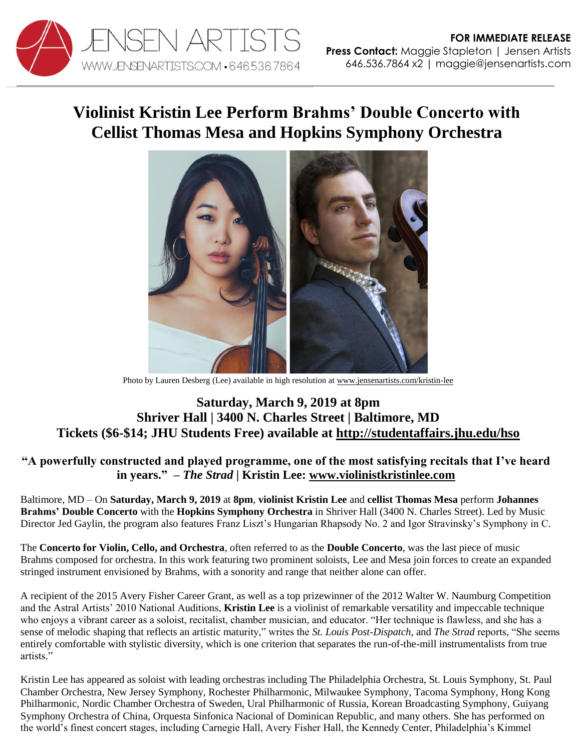JENSEN ARTISTS
WWW.JENSENARTISTS.COM • 646.536.7864

**FOR IMMEDIATE RELEASE**
**Press Contact:** Maggie Stapleton | Jensen Artists
646.536.7864 x2 | maggie@jensenartists.com

# Violinist Kristin Lee Perform Brahms' Double Concerto with Cellist Thomas Mesa and Hopkins Symphony Orchestra

Photo by Lauren Desberg (Lee) available in high resolution at www.jensenartists.com/kristin-lee

### Saturday, March 9, 2019 at 8pm
### Shriver Hall | 3400 N. Charles Street | Baltimore, MD
### Tickets ($6-$14; JHU Students Free) available at http://studentaffairs.jhu.edu/hso

**"A powerfully constructed and played programme, one of the most satisfying recitals that I've heard in years." – *The Strad* | Kristin Lee: www.violinistkristinlee.com**

Baltimore, MD – On **Saturday, March 9, 2019** at **8pm**, **violinist Kristin Lee** and **cellist Thomas Mesa** perform **Johannes Brahms' Double Concerto** with the **Hopkins Symphony Orchestra** in Shriver Hall (3400 N. Charles Street). Led by Music Director Jed Gaylin, the program also features Franz Liszt's Hungarian Rhapsody No. 2 and Igor Stravinsky's Symphony in C.

The **Concerto for Violin, Cello, and Orchestra**, often referred to as the **Double Concerto**, was the last piece of music Brahms composed for orchestra. In this work featuring two prominent soloists, Lee and Mesa join forces to create an expanded stringed instrument envisioned by Brahms, with a sonority and range that neither alone can offer.

A recipient of the 2015 Avery Fisher Career Grant, as well as a top prizewinner of the 2012 Walter W. Naumburg Competition and the Astral Artists' 2010 National Auditions, **Kristin Lee** is a violinist of remarkable versatility and impeccable technique who enjoys a vibrant career as a soloist, recitalist, chamber musician, and educator. "Her technique is flawless, and she has a sense of melodic shaping that reflects an artistic maturity," writes the *St. Louis Post-Dispatch*, and *The Strad* reports, "She seems entirely comfortable with stylistic diversity, which is one criterion that separates the run-of-the-mill instrumentalists from true artists."

Kristin Lee has appeared as soloist with leading orchestras including The Philadelphia Orchestra, St. Louis Symphony, St. Paul Chamber Orchestra, New Jersey Symphony, Rochester Philharmonic, Milwaukee Symphony, Tacoma Symphony, Hong Kong Philharmonic, Nordic Chamber Orchestra of Sweden, Ural Philharmonic of Russia, Korean Broadcasting Symphony, Guiyang Symphony Orchestra of China, Orquesta Sinfonica Nacional of Dominican Republic, and many others. She has performed on the world's finest concert stages, including Carnegie Hall, Avery Fisher Hall, the Kennedy Center, Philadelphia's Kimmel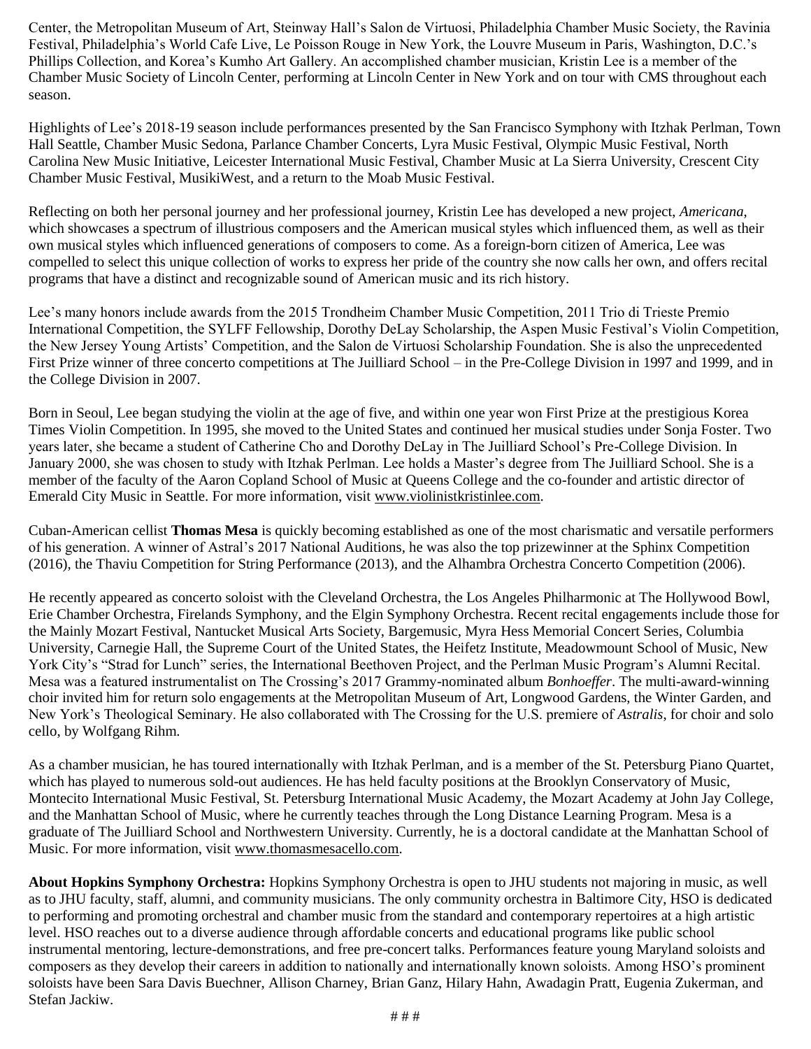Center, the Metropolitan Museum of Art, Steinway Hall's Salon de Virtuosi, Philadelphia Chamber Music Society, the Ravinia Festival, Philadelphia's World Cafe Live, Le Poisson Rouge in New York, the Louvre Museum in Paris, Washington, D.C.'s Phillips Collection, and Korea's Kumho Art Gallery. An accomplished chamber musician, Kristin Lee is a member of the Chamber Music Society of Lincoln Center, performing at Lincoln Center in New York and on tour with CMS throughout each season.

Highlights of Lee's 2018-19 season include performances presented by the San Francisco Symphony with Itzhak Perlman, Town Hall Seattle, Chamber Music Sedona, Parlance Chamber Concerts, Lyra Music Festival, Olympic Music Festival, North Carolina New Music Initiative, Leicester International Music Festival, Chamber Music at La Sierra University, Crescent City Chamber Music Festival, MusikiWest, and a return to the Moab Music Festival.

Reflecting on both her personal journey and her professional journey, Kristin Lee has developed a new project, *Americana*, which showcases a spectrum of illustrious composers and the American musical styles which influenced them, as well as their own musical styles which influenced generations of composers to come. As a foreign-born citizen of America, Lee was compelled to select this unique collection of works to express her pride of the country she now calls her own, and offers recital programs that have a distinct and recognizable sound of American music and its rich history.

Lee's many honors include awards from the 2015 Trondheim Chamber Music Competition, 2011 Trio di Trieste Premio International Competition, the SYLFF Fellowship, Dorothy DeLay Scholarship, the Aspen Music Festival's Violin Competition, the New Jersey Young Artists' Competition, and the Salon de Virtuosi Scholarship Foundation. She is also the unprecedented First Prize winner of three concerto competitions at The Juilliard School – in the Pre-College Division in 1997 and 1999, and in the College Division in 2007.

Born in Seoul, Lee began studying the violin at the age of five, and within one year won First Prize at the prestigious Korea Times Violin Competition. In 1995, she moved to the United States and continued her musical studies under Sonja Foster. Two years later, she became a student of Catherine Cho and Dorothy DeLay in The Juilliard School's Pre-College Division. In January 2000, she was chosen to study with Itzhak Perlman. Lee holds a Master's degree from The Juilliard School. She is a member of the faculty of the Aaron Copland School of Music at Queens College and the co-founder and artistic director of Emerald City Music in Seattle. For more information, visit www.violinistkristinlee.com.

Cuban-American cellist **Thomas Mesa** is quickly becoming established as one of the most charismatic and versatile performers of his generation. A winner of Astral's 2017 National Auditions, he was also the top prizewinner at the Sphinx Competition (2016), the Thaviu Competition for String Performance (2013), and the Alhambra Orchestra Concerto Competition (2006).

He recently appeared as concerto soloist with the Cleveland Orchestra, the Los Angeles Philharmonic at The Hollywood Bowl, Erie Chamber Orchestra, Firelands Symphony, and the Elgin Symphony Orchestra. Recent recital engagements include those for the Mainly Mozart Festival, Nantucket Musical Arts Society, Bargemusic, Myra Hess Memorial Concert Series, Columbia University, Carnegie Hall, the Supreme Court of the United States, the Heifetz Institute, Meadowmount School of Music, New York City's "Strad for Lunch" series, the International Beethoven Project, and the Perlman Music Program's Alumni Recital. Mesa was a featured instrumentalist on The Crossing's 2017 Grammy-nominated album *Bonhoeffer*. The multi-award-winning choir invited him for return solo engagements at the Metropolitan Museum of Art, Longwood Gardens, the Winter Garden, and New York's Theological Seminary. He also collaborated with The Crossing for the U.S. premiere of *Astralis*, for choir and solo cello, by Wolfgang Rihm.

As a chamber musician, he has toured internationally with Itzhak Perlman, and is a member of the St. Petersburg Piano Quartet, which has played to numerous sold-out audiences. He has held faculty positions at the Brooklyn Conservatory of Music, Montecito International Music Festival, St. Petersburg International Music Academy, the Mozart Academy at John Jay College, and the Manhattan School of Music, where he currently teaches through the Long Distance Learning Program. Mesa is a graduate of The Juilliard School and Northwestern University. Currently, he is a doctoral candidate at the Manhattan School of Music. For more information, visit www.thomasmesacello.com.

**About Hopkins Symphony Orchestra:** Hopkins Symphony Orchestra is open to JHU students not majoring in music, as well as to JHU faculty, staff, alumni, and community musicians. The only community orchestra in Baltimore City, HSO is dedicated to performing and promoting orchestral and chamber music from the standard and contemporary repertoires at a high artistic level. HSO reaches out to a diverse audience through affordable concerts and educational programs like public school instrumental mentoring, lecture-demonstrations, and free pre-concert talks. Performances feature young Maryland soloists and composers as they develop their careers in addition to nationally and internationally known soloists. Among HSO's prominent soloists have been Sara Davis Buechner, Allison Charney, Brian Ganz, Hilary Hahn, Awadagin Pratt, Eugenia Zukerman, and Stefan Jackiw.

# # #